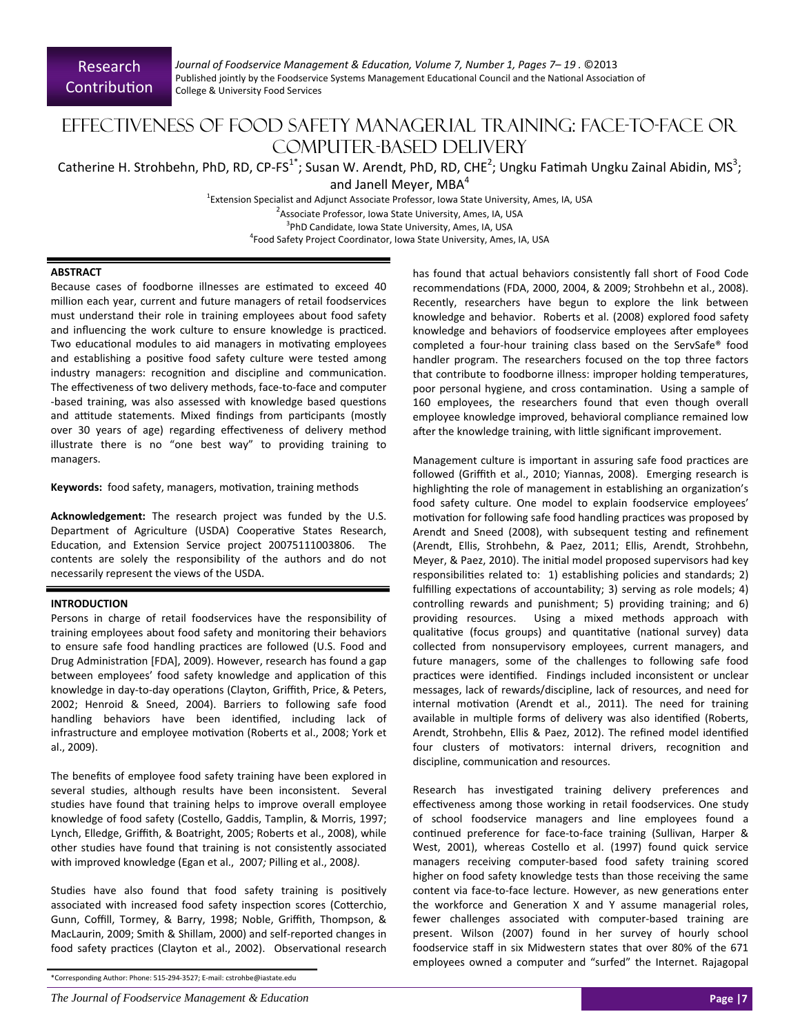Research Contribution

# Effectiveness of Food Safety Managerial Training: Face-to-Face or Computer-Based Delivery

Catherine H. Strohbehn, PhD, RD, CP-FS[1*]; Susan W. Arendt, PhD, RD, CHE[2]; Ungku Fatimah Ungku Zainal Abidin, MS[3]; and Janell Meyer, MBA[4]

[1]Extension Specialist and Adjunct Associate Professor, Iowa State University, Ames, IA, USA
[2]Associate Professor, Iowa State University, Ames, IA, USA
[3]PhD Candidate, Iowa State University, Ames, IA, USA
[4]Food Safety Project Coordinator, Iowa State University, Ames, IA, USA

## ABSTRACT

Because cases of foodborne illnesses are estimated to exceed 40 million each year, current and future managers of retail foodservices must understand their role in training employees about food safety and influencing the work culture to ensure knowledge is practiced. Two educational modules to aid managers in motivating employees and establishing a positive food safety culture were tested among industry managers: recognition and discipline and communication. The effectiveness of two delivery methods, face-to-face and computer-based training, was also assessed with knowledge based questions and attitude statements. Mixed findings from participants (mostly over 30 years of age) regarding effectiveness of delivery method illustrate there is no "one best way" to providing training to managers.

**Keywords:** food safety, managers, motivation, training methods

**Acknowledgement:** The research project was funded by the U.S. Department of Agriculture (USDA) Cooperative States Research, Education, and Extension Service project 20075111003806. The contents are solely the responsibility of the authors and do not necessarily represent the views of the USDA.

## INTRODUCTION

Persons in charge of retail foodservices have the responsibility of training employees about food safety and monitoring their behaviors to ensure safe food handling practices are followed (U.S. Food and Drug Administration [FDA], 2009). However, research has found a gap between employees' food safety knowledge and application of this knowledge in day-to-day operations (Clayton, Griffith, Price, & Peters, 2002; Henroid & Sneed, 2004). Barriers to following safe food handling behaviors have been identified, including lack of infrastructure and employee motivation (Roberts et al., 2008; York et al., 2009).

The benefits of employee food safety training have been explored in several studies, although results have been inconsistent. Several studies have found that training helps to improve overall employee knowledge of food safety (Costello, Gaddis, Tamplin, & Morris, 1997; Lynch, Elledge, Griffith, & Boatright, 2005; Roberts et al., 2008), while other studies have found that training is not consistently associated with improved knowledge (Egan et al., 2007*;* Pilling et al., 2008*)*.

Studies have also found that food safety training is positively associated with increased food safety inspection scores (Cotterchio, Gunn, Coffill, Tormey, & Barry, 1998; Noble, Griffith, Thompson, & MacLaurin, 2009; Smith & Shillam, 2000) and self-reported changes in food safety practices (Clayton et al., 2002). Observational research has found that actual behaviors consistently fall short of Food Code recommendations (FDA, 2000, 2004, & 2009; Strohbehn et al., 2008). Recently, researchers have begun to explore the link between knowledge and behavior. Roberts et al. (2008) explored food safety knowledge and behaviors of foodservice employees after employees completed a four-hour training class based on the ServSafe® food handler program. The researchers focused on the top three factors that contribute to foodborne illness: improper holding temperatures, poor personal hygiene, and cross contamination. Using a sample of 160 employees, the researchers found that even though overall employee knowledge improved, behavioral compliance remained low after the knowledge training, with little significant improvement.

Management culture is important in assuring safe food practices are followed (Griffith et al., 2010; Yiannas, 2008). Emerging research is highlighting the role of management in establishing an organization's food safety culture. One model to explain foodservice employees' motivation for following safe food handling practices was proposed by Arendt and Sneed (2008), with subsequent testing and refinement (Arendt, Ellis, Strohbehn, & Paez, 2011; Ellis, Arendt, Strohbehn, Meyer, & Paez, 2010). The initial model proposed supervisors had key responsibilities related to: 1) establishing policies and standards; 2) fulfilling expectations of accountability; 3) serving as role models; 4) controlling rewards and punishment; 5) providing training; and 6) providing resources. Using a mixed methods approach with qualitative (focus groups) and quantitative (national survey) data collected from nonsupervisory employees, current managers, and future managers, some of the challenges to following safe food practices were identified. Findings included inconsistent or unclear messages, lack of rewards/discipline, lack of resources, and need for internal motivation (Arendt et al., 2011). The need for training available in multiple forms of delivery was also identified (Roberts, Arendt, Strohbehn, Ellis & Paez, 2012). The refined model identified four clusters of motivators: internal drivers, recognition and discipline, communication and resources.

Research has investigated training delivery preferences and effectiveness among those working in retail foodservices. One study of school foodservice managers and line employees found a continued preference for face-to-face training (Sullivan, Harper & West, 2001), whereas Costello et al. (1997) found quick service managers receiving computer-based food safety training scored higher on food safety knowledge tests than those receiving the same content via face-to-face lecture. However, as new generations enter the workforce and Generation X and Y assume managerial roles, fewer challenges associated with computer-based training are present. Wilson (2007) found in her survey of hourly school foodservice staff in six Midwestern states that over 80% of the 671 employees owned a computer and "surfed" the Internet. Rajagopal

*Corresponding Author: Phone: 515-294-3527; E-mail: cstrohbe@iastate.edu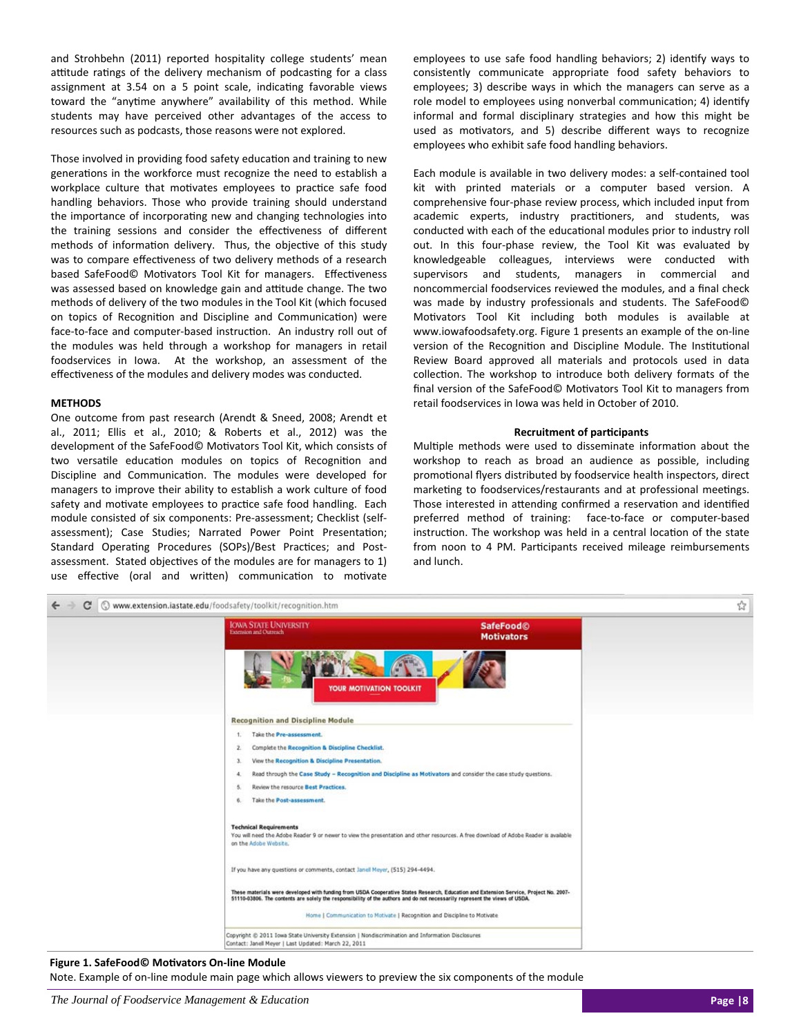and Strohbehn (2011) reported hospitality college students' mean attitude ratings of the delivery mechanism of podcasting for a class assignment at 3.54 on a 5 point scale, indicating favorable views toward the "anytime anywhere" availability of this method. While students may have perceived other advantages of the access to resources such as podcasts, those reasons were not explored.

Those involved in providing food safety education and training to new generations in the workforce must recognize the need to establish a workplace culture that motivates employees to practice safe food handling behaviors. Those who provide training should understand the importance of incorporating new and changing technologies into the training sessions and consider the effectiveness of different methods of information delivery. Thus, the objective of this study was to compare effectiveness of two delivery methods of a research based SafeFood© Motivators Tool Kit for managers. Effectiveness was assessed based on knowledge gain and attitude change. The two methods of delivery of the two modules in the Tool Kit (which focused on topics of Recognition and Discipline and Communication) were face-to-face and computer-based instruction. An industry roll out of the modules was held through a workshop for managers in retail foodservices in Iowa. At the workshop, an assessment of the effectiveness of the modules and delivery modes was conducted.

## METHODS

One outcome from past research (Arendt & Sneed, 2008; Arendt et al., 2011; Ellis et al., 2010; & Roberts et al., 2012) was the development of the SafeFood© Motivators Tool Kit, which consists of two versatile education modules on topics of Recognition and Discipline and Communication. The modules were developed for managers to improve their ability to establish a work culture of food safety and motivate employees to practice safe food handling. Each module consisted of six components: Pre-assessment; Checklist (self-assessment); Case Studies; Narrated Power Point Presentation; Standard Operating Procedures (SOPs)/Best Practices; and Post-assessment. Stated objectives of the modules are for managers to 1) use effective (oral and written) communication to motivate employees to use safe food handling behaviors; 2) identify ways to consistently communicate appropriate food safety behaviors to employees; 3) describe ways in which the managers can serve as a role model to employees using nonverbal communication; 4) identify informal and formal disciplinary strategies and how this might be used as motivators, and 5) describe different ways to recognize employees who exhibit safe food handling behaviors.

Each module is available in two delivery modes: a self-contained tool kit with printed materials or a computer based version. A comprehensive four-phase review process, which included input from academic experts, industry practitioners, and students, was conducted with each of the educational modules prior to industry roll out. In this four-phase review, the Tool Kit was evaluated by knowledgeable colleagues, interviews were conducted with supervisors and students, managers in commercial and noncommercial foodservices reviewed the modules, and a final check was made by industry professionals and students. The SafeFood© Motivators Tool Kit including both modules is available at www.iowafoodsafety.org. Figure 1 presents an example of the on-line version of the Recognition and Discipline Module. The Institutional Review Board approved all materials and protocols used in data collection. The workshop to introduce both delivery formats of the final version of the SafeFood© Motivators Tool Kit to managers from retail foodservices in Iowa was held in October of 2010.

### Recruitment of participants

Multiple methods were used to disseminate information about the workshop to reach as broad an audience as possible, including promotional flyers distributed by foodservice health inspectors, direct marketing to foodservices/restaurants and at professional meetings. Those interested in attending confirmed a reservation and identified preferred method of training: face-to-face or computer-based instruction. The workshop was held in a central location of the state from noon to 4 PM. Participants received mileage reimbursements and lunch.

**Figure 1. SafeFood© Motivators On-line Module**

Note. Example of on-line module main page which allows viewers to preview the six components of the module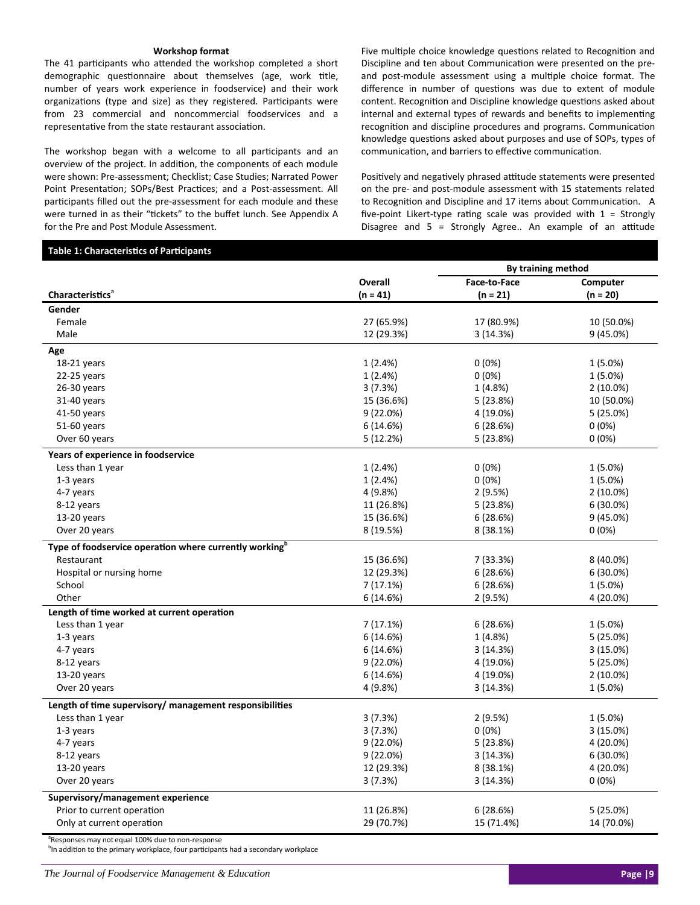### Workshop format

The 41 participants who attended the workshop completed a short demographic questionnaire about themselves (age, work title, number of years work experience in foodservice) and their work organizations (type and size) as they registered. Participants were from 23 commercial and noncommercial foodservices and a representative from the state restaurant association.

The workshop began with a welcome to all participants and an overview of the project. In addition, the components of each module were shown: Pre-assessment; Checklist; Case Studies; Narrated Power Point Presentation; SOPs/Best Practices; and a Post-assessment. All participants filled out the pre-assessment for each module and these were turned in as their "tickets" to the buffet lunch. See Appendix A for the Pre and Post Module Assessment.

Five multiple choice knowledge questions related to Recognition and Discipline and ten about Communication were presented on the pre- and post-module assessment using a multiple choice format. The difference in number of questions was due to extent of module content. Recognition and Discipline knowledge questions asked about internal and external types of rewards and benefits to implementing recognition and discipline procedures and programs. Communication knowledge questions asked about purposes and use of SOPs, types of communication, and barriers to effective communication.

Positively and negatively phrased attitude statements were presented on the pre- and post-module assessment with 15 statements related to Recognition and Discipline and 17 items about Communication. A five-point Likert-type rating scale was provided with 1 = Strongly Disagree and 5 = Strongly Agree.. An example of an attitude

**Table 1: Characteristics of Participants**

| | | By training method | |
|---|---|---|---|
| **Characteristics**[a] | **Overall (n = 41)** | **Face-to-Face (n = 21)** | **Computer (n = 20)** |
| **Gender** | | | |
| Female | 27 (65.9%) | 17 (80.9%) | 10 (50.0%) |
| Male | 12 (29.3%) | 3 (14.3%) | 9 (45.0%) |
| **Age** | | | |
| 18-21 years | 1 (2.4%) | 0 (0%) | 1 (5.0%) |
| 22-25 years | 1 (2.4%) | 0 (0%) | 1 (5.0%) |
| 26-30 years | 3 (7.3%) | 1 (4.8%) | 2 (10.0%) |
| 31-40 years | 15 (36.6%) | 5 (23.8%) | 10 (50.0%) |
| 41-50 years | 9 (22.0%) | 4 (19.0%) | 5 (25.0%) |
| 51-60 years | 6 (14.6%) | 6 (28.6%) | 0 (0%) |
| Over 60 years | 5 (12.2%) | 5 (23.8%) | 0 (0%) |
| **Years of experience in foodservice** | | | |
| Less than 1 year | 1 (2.4%) | 0 (0%) | 1 (5.0%) |
| 1-3 years | 1 (2.4%) | 0 (0%) | 1 (5.0%) |
| 4-7 years | 4 (9.8%) | 2 (9.5%) | 2 (10.0%) |
| 8-12 years | 11 (26.8%) | 5 (23.8%) | 6 (30.0%) |
| 13-20 years | 15 (36.6%) | 6 (28.6%) | 9 (45.0%) |
| Over 20 years | 8 (19.5%) | 8 (38.1%) | 0 (0%) |
| **Type of foodservice operation where currently working**[b] | | | |
| Restaurant | 15 (36.6%) | 7 (33.3%) | 8 (40.0%) |
| Hospital or nursing home | 12 (29.3%) | 6 (28.6%) | 6 (30.0%) |
| School | 7 (17.1%) | 6 (28.6%) | 1 (5.0%) |
| Other | 6 (14.6%) | 2 (9.5%) | 4 (20.0%) |
| **Length of time worked at current operation** | | | |
| Less than 1 year | 7 (17.1%) | 6 (28.6%) | 1 (5.0%) |
| 1-3 years | 6 (14.6%) | 1 (4.8%) | 5 (25.0%) |
| 4-7 years | 6 (14.6%) | 3 (14.3%) | 3 (15.0%) |
| 8-12 years | 9 (22.0%) | 4 (19.0%) | 5 (25.0%) |
| 13-20 years | 6 (14.6%) | 4 (19.0%) | 2 (10.0%) |
| Over 20 years | 4 (9.8%) | 3 (14.3%) | 1 (5.0%) |
| **Length of time supervisory/ management responsibilities** | | | |
| Less than 1 year | 3 (7.3%) | 2 (9.5%) | 1 (5.0%) |
| 1-3 years | 3 (7.3%) | 0 (0%) | 3 (15.0%) |
| 4-7 years | 9 (22.0%) | 5 (23.8%) | 4 (20.0%) |
| 8-12 years | 9 (22.0%) | 3 (14.3%) | 6 (30.0%) |
| 13-20 years | 12 (29.3%) | 8 (38.1%) | 4 (20.0%) |
| Over 20 years | 3 (7.3%) | 3 (14.3%) | 0 (0%) |
| **Supervisory/management experience** | | | |
| Prior to current operation | 11 (26.8%) | 6 (28.6%) | 5 (25.0%) |
| Only at current operation | 29 (70.7%) | 15 (71.4%) | 14 (70.0%) |

[a]Responses may not equal 100% due to non-response
[b]In addition to the primary workplace, four participants had a secondary workplace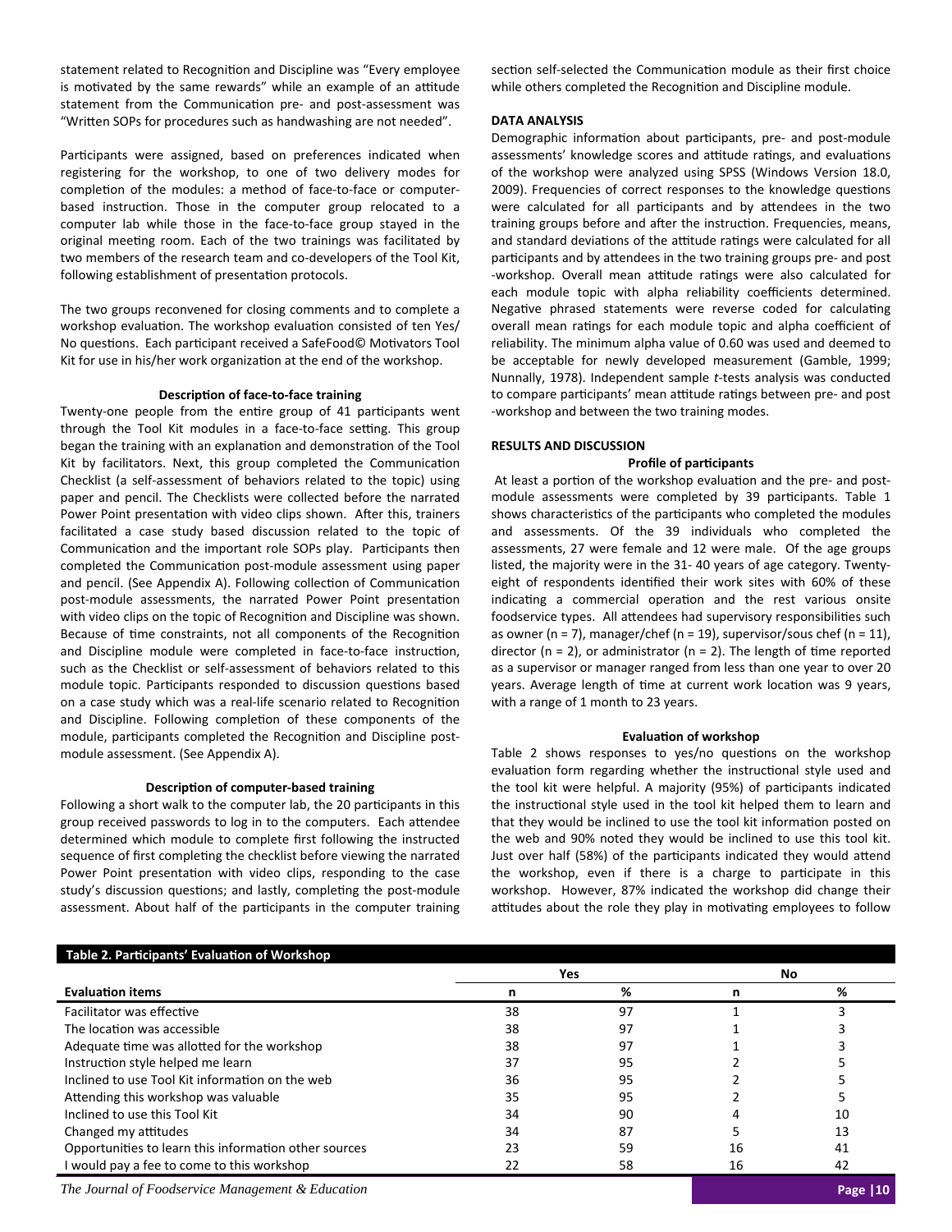statement related to Recognition and Discipline was "Every employee is motivated by the same rewards" while an example of an attitude statement from the Communication pre- and post-assessment was "Written SOPs for procedures such as handwashing are not needed".

Participants were assigned, based on preferences indicated when registering for the workshop, to one of two delivery modes for completion of the modules: a method of face-to-face or computer-based instruction. Those in the computer group relocated to a computer lab while those in the face-to-face group stayed in the original meeting room. Each of the two trainings was facilitated by two members of the research team and co-developers of the Tool Kit, following establishment of presentation protocols.

The two groups reconvened for closing comments and to complete a workshop evaluation. The workshop evaluation consisted of ten Yes/No questions. Each participant received a SafeFood© Motivators Tool Kit for use in his/her work organization at the end of the workshop.

#### Description of face-to-face training

Twenty-one people from the entire group of 41 participants went through the Tool Kit modules in a face-to-face setting. This group began the training with an explanation and demonstration of the Tool Kit by facilitators. Next, this group completed the Communication Checklist (a self-assessment of behaviors related to the topic) using paper and pencil. The Checklists were collected before the narrated Power Point presentation with video clips shown. After this, trainers facilitated a case study based discussion related to the topic of Communication and the important role SOPs play. Participants then completed the Communication post-module assessment using paper and pencil. (See Appendix A). Following collection of Communication post-module assessments, the narrated Power Point presentation with video clips on the topic of Recognition and Discipline was shown. Because of time constraints, not all components of the Recognition and Discipline module were completed in face-to-face instruction, such as the Checklist or self-assessment of behaviors related to this module topic. Participants responded to discussion questions based on a case study which was a real-life scenario related to Recognition and Discipline. Following completion of these components of the module, participants completed the Recognition and Discipline post-module assessment. (See Appendix A).

#### Description of computer-based training

Following a short walk to the computer lab, the 20 participants in this group received passwords to log in to the computers. Each attendee determined which module to complete first following the instructed sequence of first completing the checklist before viewing the narrated Power Point presentation with video clips, responding to the case study's discussion questions; and lastly, completing the post-module assessment. About half of the participants in the computer training section self-selected the Communication module as their first choice while others completed the Recognition and Discipline module.

### DATA ANALYSIS

Demographic information about participants, pre- and post-module assessments' knowledge scores and attitude ratings, and evaluations of the workshop were analyzed using SPSS (Windows Version 18.0, 2009). Frequencies of correct responses to the knowledge questions were calculated for all participants and by attendees in the two training groups before and after the instruction. Frequencies, means, and standard deviations of the attitude ratings were calculated for all participants and by attendees in the two training groups pre- and post-workshop. Overall mean attitude ratings were also calculated for each module topic with alpha reliability coefficients determined. Negative phrased statements were reverse coded for calculating overall mean ratings for each module topic and alpha coefficient of reliability. The minimum alpha value of 0.60 was used and deemed to be acceptable for newly developed measurement (Gamble, 1999; Nunnally, 1978). Independent sample *t*-tests analysis was conducted to compare participants' mean attitude ratings between pre- and post-workshop and between the two training modes.

### RESULTS AND DISCUSSION

#### Profile of participants

At least a portion of the workshop evaluation and the pre- and post-module assessments were completed by 39 participants. Table 1 shows characteristics of the participants who completed the modules and assessments. Of the 39 individuals who completed the assessments, 27 were female and 12 were male. Of the age groups listed, the majority were in the 31- 40 years of age category. Twenty-eight of respondents identified their work sites with 60% of these indicating a commercial operation and the rest various onsite foodservice types. All attendees had supervisory responsibilities such as owner (n = 7), manager/chef (n = 19), supervisor/sous chef (n = 11), director (n = 2), or administrator (n = 2). The length of time reported as a supervisor or manager ranged from less than one year to over 20 years. Average length of time at current work location was 9 years, with a range of 1 month to 23 years.

#### Evaluation of workshop

Table 2 shows responses to yes/no questions on the workshop evaluation form regarding whether the instructional style used and the tool kit were helpful. A majority (95%) of participants indicated the instructional style used in the tool kit helped them to learn and that they would be inclined to use the tool kit information posted on the web and 90% noted they would be inclined to use this tool kit. Just over half (58%) of the participants indicated they would attend the workshop, even if there is a charge to participate in this workshop. However, 87% indicated the workshop did change their attitudes about the role they play in motivating employees to follow

**Table 2. Participants' Evaluation of Workshop**

| | Yes | | No | |
|---|---|---|---|---|
| **Evaluation items** | **n** | **%** | **n** | **%** |
| Facilitator was effective | 38 | 97 | 1 | 3 |
| The location was accessible | 38 | 97 | 1 | 3 |
| Adequate time was allotted for the workshop | 38 | 97 | 1 | 3 |
| Instruction style helped me learn | 37 | 95 | 2 | 5 |
| Inclined to use Tool Kit information on the web | 36 | 95 | 2 | 5 |
| Attending this workshop was valuable | 35 | 95 | 2 | 5 |
| Inclined to use this Tool Kit | 34 | 90 | 4 | 10 |
| Changed my attitudes | 34 | 87 | 5 | 13 |
| Opportunities to learn this information other sources | 23 | 59 | 16 | 41 |
| I would pay a fee to come to this workshop | 22 | 58 | 16 | 42 |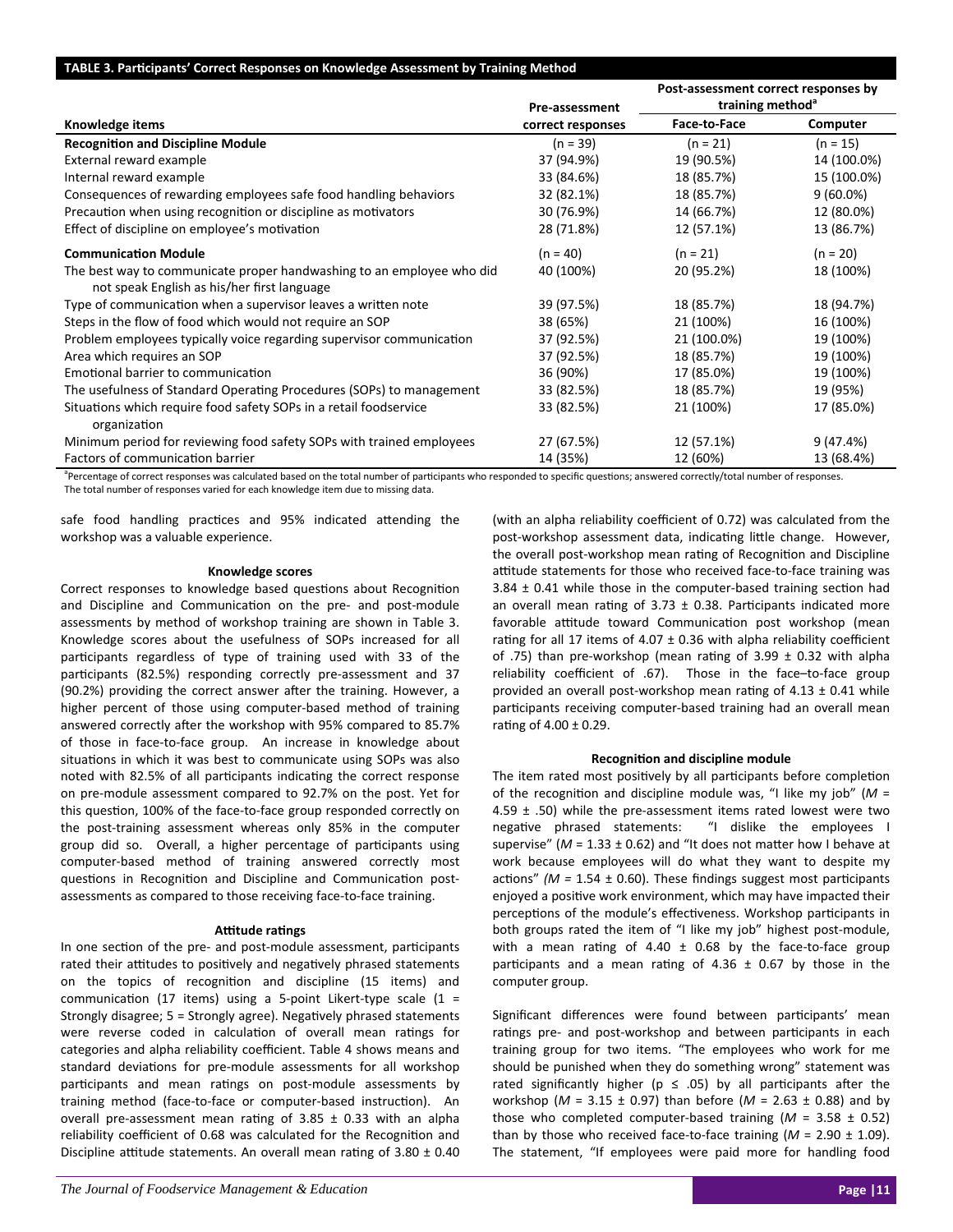**TABLE 3. Participants' Correct Responses on Knowledge Assessment by Training Method**

| Knowledge items | Pre-assessment correct responses | Post-assessment correct responses by training method[a] | |
|---|---|---|---|
| | | Face-to-Face | Computer |
| **Recognition and Discipline Module** | (n = 39) | (n = 21) | (n = 15) |
| External reward example | 37 (94.9%) | 19 (90.5%) | 14 (100.0%) |
| Internal reward example | 33 (84.6%) | 18 (85.7%) | 15 (100.0%) |
| Consequences of rewarding employees safe food handling behaviors | 32 (82.1%) | 18 (85.7%) | 9 (60.0%) |
| Precaution when using recognition or discipline as motivators | 30 (76.9%) | 14 (66.7%) | 12 (80.0%) |
| Effect of discipline on employee's motivation | 28 (71.8%) | 12 (57.1%) | 13 (86.7%) |
| **Communication Module** | (n = 40) | (n = 21) | (n = 20) |
| The best way to communicate proper handwashing to an employee who did not speak English as his/her first language | 40 (100%) | 20 (95.2%) | 18 (100%) |
| Type of communication when a supervisor leaves a written note | 39 (97.5%) | 18 (85.7%) | 18 (94.7%) |
| Steps in the flow of food which would not require an SOP | 38 (65%) | 21 (100%) | 16 (100%) |
| Problem employees typically voice regarding supervisor communication | 37 (92.5%) | 21 (100.0%) | 19 (100%) |
| Area which requires an SOP | 37 (92.5%) | 18 (85.7%) | 19 (100%) |
| Emotional barrier to communication | 36 (90%) | 17 (85.0%) | 19 (100%) |
| The usefulness of Standard Operating Procedures (SOPs) to management | 33 (82.5%) | 18 (85.7%) | 19 (95%) |
| Situations which require food safety SOPs in a retail foodservice organization | 33 (82.5%) | 21 (100%) | 17 (85.0%) |
| Minimum period for reviewing food safety SOPs with trained employees | 27 (67.5%) | 12 (57.1%) | 9 (47.4%) |
| Factors of communication barrier | 14 (35%) | 12 (60%) | 13 (68.4%) |

[a]Percentage of correct responses was calculated based on the total number of participants who responded to specific questions; answered correctly/total number of responses. The total number of responses varied for each knowledge item due to missing data.

safe food handling practices and 95% indicated attending the workshop was a valuable experience.

#### Knowledge scores

Correct responses to knowledge based questions about Recognition and Discipline and Communication on the pre- and post-module assessments by method of workshop training are shown in Table 3. Knowledge scores about the usefulness of SOPs increased for all participants regardless of type of training used with 33 of the participants (82.5%) responding correctly pre-assessment and 37 (90.2%) providing the correct answer after the training. However, a higher percent of those using computer-based method of training answered correctly after the workshop with 95% compared to 85.7% of those in face-to-face group. An increase in knowledge about situations in which it was best to communicate using SOPs was also noted with 82.5% of all participants indicating the correct response on pre-module assessment compared to 92.7% on the post. Yet for this question, 100% of the face-to-face group responded correctly on the post-training assessment whereas only 85% in the computer group did so. Overall, a higher percentage of participants using computer-based method of training answered correctly most questions in Recognition and Discipline and Communication post-assessments as compared to those receiving face-to-face training.

#### Attitude ratings

In one section of the pre- and post-module assessment, participants rated their attitudes to positively and negatively phrased statements on the topics of recognition and discipline (15 items) and communication (17 items) using a 5-point Likert-type scale (1 = Strongly disagree; 5 = Strongly agree). Negatively phrased statements were reverse coded in calculation of overall mean ratings for categories and alpha reliability coefficient. Table 4 shows means and standard deviations for pre-module assessments for all workshop participants and mean ratings on post-module assessments by training method (face-to-face or computer-based instruction). An overall pre-assessment mean rating of 3.85 ± 0.33 with an alpha reliability coefficient of 0.68 was calculated for the Recognition and Discipline attitude statements. An overall mean rating of 3.80 ± 0.40 (with an alpha reliability coefficient of 0.72) was calculated from the post-workshop assessment data, indicating little change. However, the overall post-workshop mean rating of Recognition and Discipline attitude statements for those who received face-to-face training was 3.84 ± 0.41 while those in the computer-based training section had an overall mean rating of 3.73 ± 0.38. Participants indicated more favorable attitude toward Communication post workshop (mean rating for all 17 items of 4.07 ± 0.36 with alpha reliability coefficient of .75) than pre-workshop (mean rating of 3.99 ± 0.32 with alpha reliability coefficient of .67). Those in the face–to-face group provided an overall post-workshop mean rating of 4.13 ± 0.41 while participants receiving computer-based training had an overall mean rating of 4.00 ± 0.29.

#### Recognition and discipline module

The item rated most positively by all participants before completion of the recognition and discipline module was, "I like my job" (*M* = 4.59 ± .50) while the pre-assessment items rated lowest were two negative phrased statements: "I dislike the employees I supervise" (*M* = 1.33 ± 0.62) and "It does not matter how I behave at work because employees will do what they want to despite my actions" (*M* = 1.54 ± 0.60). These findings suggest most participants enjoyed a positive work environment, which may have impacted their perceptions of the module's effectiveness. Workshop participants in both groups rated the item of "I like my job" highest post-module, with a mean rating of 4.40 ± 0.68 by the face-to-face group participants and a mean rating of 4.36 ± 0.67 by those in the computer group.

Significant differences were found between participants' mean ratings pre- and post-workshop and between participants in each training group for two items. "The employees who work for me should be punished when they do something wrong" statement was rated significantly higher ($p \leq .05$) by all participants after the workshop (*M* = 3.15 ± 0.97) than before (*M* = 2.63 ± 0.88) and by those who completed computer-based training (*M* = 3.58 ± 0.52) than by those who received face-to-face training (*M* = 2.90 ± 1.09). The statement, "If employees were paid more for handling food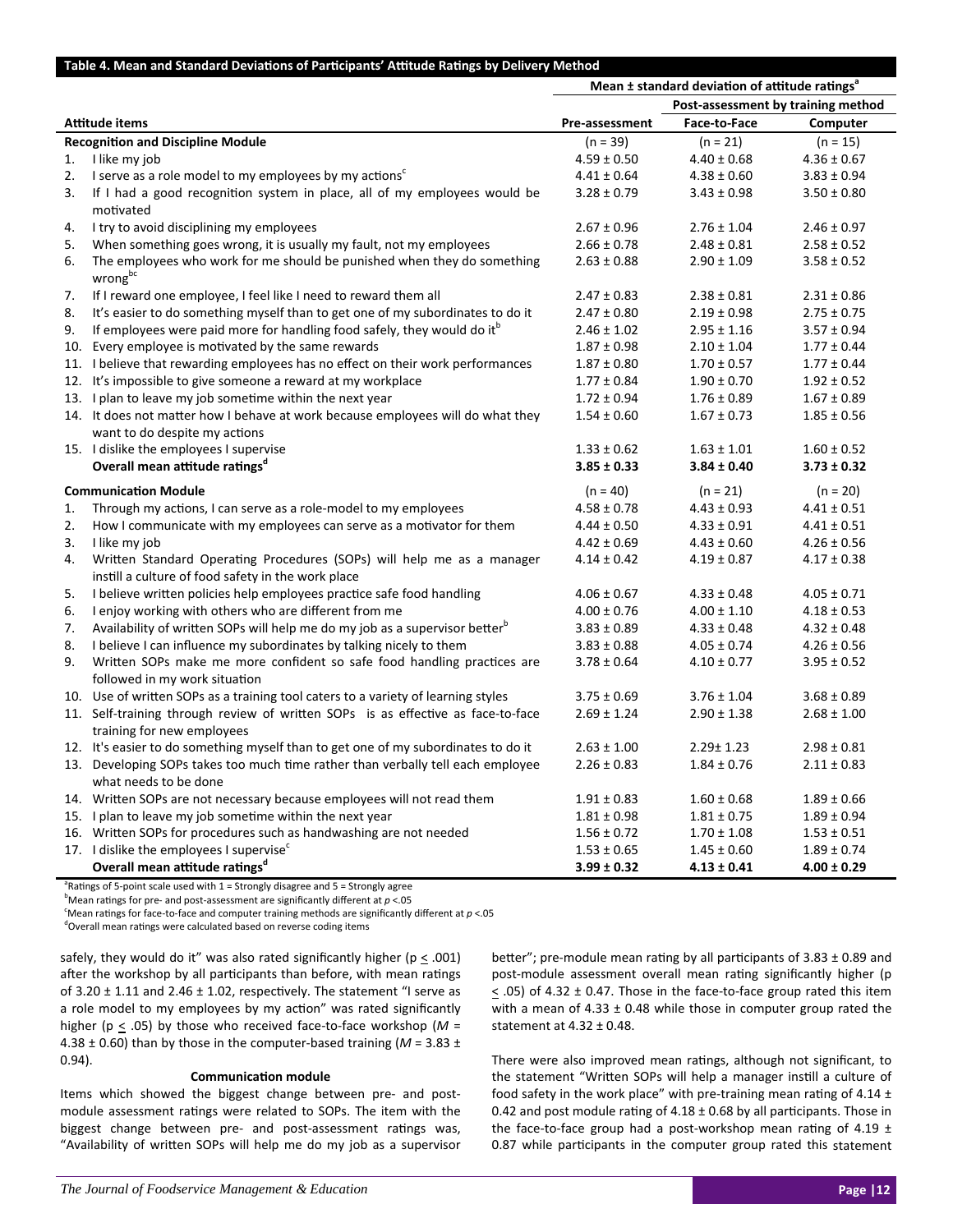**Table 4. Mean and Standard Deviations of Participants' Attitude Ratings by Delivery Method**

| Attitude items | Mean ± standard deviation of attitude ratings[a] | | |
|---|---|---|---|
| | | Post-assessment by training method | |
| | Pre-assessment | Face-to-Face | Computer |
| **Recognition and Discipline Module** | (n = 39) | (n = 21) | (n = 15) |
| 1. I like my job | 4.59 ± 0.50 | 4.40 ± 0.68 | 4.36 ± 0.67 |
| 2. I serve as a role model to my employees by my actions[c] | 4.41 ± 0.64 | 4.38 ± 0.60 | 3.83 ± 0.94 |
| 3. If I had a good recognition system in place, all of my employees would be motivated | 3.28 ± 0.79 | 3.43 ± 0.98 | 3.50 ± 0.80 |
| 4. I try to avoid disciplining my employees | 2.67 ± 0.96 | 2.76 ± 1.04 | 2.46 ± 0.97 |
| 5. When something goes wrong, it is usually my fault, not my employees | 2.66 ± 0.78 | 2.48 ± 0.81 | 2.58 ± 0.52 |
| 6. The employees who work for me should be punished when they do something wrong[bc] | 2.63 ± 0.88 | 2.90 ± 1.09 | 3.58 ± 0.52 |
| 7. If I reward one employee, I feel like I need to reward them all | 2.47 ± 0.83 | 2.38 ± 0.81 | 2.31 ± 0.86 |
| 8. It's easier to do something myself than to get one of my subordinates to do it | 2.47 ± 0.80 | 2.19 ± 0.98 | 2.75 ± 0.75 |
| 9. If employees were paid more for handling food safely, they would do it[b] | 2.46 ± 1.02 | 2.95 ± 1.16 | 3.57 ± 0.94 |
| 10. Every employee is motivated by the same rewards | 1.87 ± 0.98 | 2.10 ± 1.04 | 1.77 ± 0.44 |
| 11. I believe that rewarding employees has no effect on their work performances | 1.87 ± 0.80 | 1.70 ± 0.57 | 1.77 ± 0.44 |
| 12. It's impossible to give someone a reward at my workplace | 1.77 ± 0.84 | 1.90 ± 0.70 | 1.92 ± 0.52 |
| 13. I plan to leave my job sometime within the next year | 1.72 ± 0.94 | 1.76 ± 0.89 | 1.67 ± 0.89 |
| 14. It does not matter how I behave at work because employees will do what they want to do despite my actions | 1.54 ± 0.60 | 1.67 ± 0.73 | 1.85 ± 0.56 |
| 15. I dislike the employees I supervise | 1.33 ± 0.62 | 1.63 ± 1.01 | 1.60 ± 0.52 |
| **Overall mean attitude ratings[d]** | **3.85 ± 0.33** | **3.84 ± 0.40** | **3.73 ± 0.32** |
| **Communication Module** | (n = 40) | (n = 21) | (n = 20) |
| 1. Through my actions, I can serve as a role-model to my employees | 4.58 ± 0.78 | 4.43 ± 0.93 | 4.41 ± 0.51 |
| 2. How I communicate with my employees can serve as a motivator for them | 4.44 ± 0.50 | 4.33 ± 0.91 | 4.41 ± 0.51 |
| 3. I like my job | 4.42 ± 0.69 | 4.43 ± 0.60 | 4.26 ± 0.56 |
| 4. Written Standard Operating Procedures (SOPs) will help me as a manager instill a culture of food safety in the work place | 4.14 ± 0.42 | 4.19 ± 0.87 | 4.17 ± 0.38 |
| 5. I believe written policies help employees practice safe food handling | 4.06 ± 0.67 | 4.33 ± 0.48 | 4.05 ± 0.71 |
| 6. I enjoy working with others who are different from me | 4.00 ± 0.76 | 4.00 ± 1.10 | 4.18 ± 0.53 |
| 7. Availability of written SOPs will help me do my job as a supervisor better[b] | 3.83 ± 0.89 | 4.33 ± 0.48 | 4.32 ± 0.48 |
| 8. I believe I can influence my subordinates by talking nicely to them | 3.83 ± 0.88 | 4.05 ± 0.74 | 4.26 ± 0.56 |
| 9. Written SOPs make me more confident so safe food handling practices are followed in my work situation | 3.78 ± 0.64 | 4.10 ± 0.77 | 3.95 ± 0.52 |
| 10. Use of written SOPs as a training tool caters to a variety of learning styles | 3.75 ± 0.69 | 3.76 ± 1.04 | 3.68 ± 0.89 |
| 11. Self-training through review of written SOPs is as effective as face-to-face training for new employees | 2.69 ± 1.24 | 2.90 ± 1.38 | 2.68 ± 1.00 |
| 12. It's easier to do something myself than to get one of my subordinates to do it | 2.63 ± 1.00 | 2.29± 1.23 | 2.98 ± 0.81 |
| 13. Developing SOPs takes too much time rather than verbally tell each employee what needs to be done | 2.26 ± 0.83 | 1.84 ± 0.76 | 2.11 ± 0.83 |
| 14. Written SOPs are not necessary because employees will not read them | 1.91 ± 0.83 | 1.60 ± 0.68 | 1.89 ± 0.66 |
| 15. I plan to leave my job sometime within the next year | 1.81 ± 0.98 | 1.81 ± 0.75 | 1.89 ± 0.94 |
| 16. Written SOPs for procedures such as handwashing are not needed | 1.56 ± 0.72 | 1.70 ± 1.08 | 1.53 ± 0.51 |
| 17. I dislike the employees I supervise[c] | 1.53 ± 0.65 | 1.45 ± 0.60 | 1.89 ± 0.74 |
| **Overall mean attitude ratings[d]** | **3.99 ± 0.32** | **4.13 ± 0.41** | **4.00 ± 0.29** |

[a]Ratings of 5-point scale used with 1 = Strongly disagree and 5 = Strongly agree
[b]Mean ratings for pre- and post-assessment are significantly different at $p$ <.05
[c]Mean ratings for face-to-face and computer training methods are significantly different at $p$ <.05
[d]Overall mean ratings were calculated based on reverse coding items

safely, they would do it" was also rated significantly higher ($p \leq .001$) after the workshop by all participants than before, with mean ratings of 3.20 ± 1.11 and 2.46 ± 1.02, respectively. The statement "I serve as a role model to my employees by my action" was rated significantly higher ($p \leq .05$) by those who received face-to-face workshop ($M$ = 4.38 ± 0.60) than by those in the computer-based training ($M$ = 3.83 ± 0.94).

**Communication module**

Items which showed the biggest change between pre- and post-module assessment ratings were related to SOPs. The item with the biggest change between pre- and post-assessment ratings was, "Availability of written SOPs will help me do my job as a supervisor better"; pre-module mean rating by all participants of 3.83 ± 0.89 and post-module assessment overall mean rating significantly higher ($p \leq .05$) of 4.32 ± 0.47. Those in the face-to-face group rated this item with a mean of 4.33 ± 0.48 while those in computer group rated the statement at 4.32 ± 0.48.

There were also improved mean ratings, although not significant, to the statement "Written SOPs will help a manager instill a culture of food safety in the work place" with pre-training mean rating of 4.14 ± 0.42 and post module rating of 4.18 ± 0.68 by all participants. Those in the face-to-face group had a post-workshop mean rating of 4.19 ± 0.87 while participants in the computer group rated this statement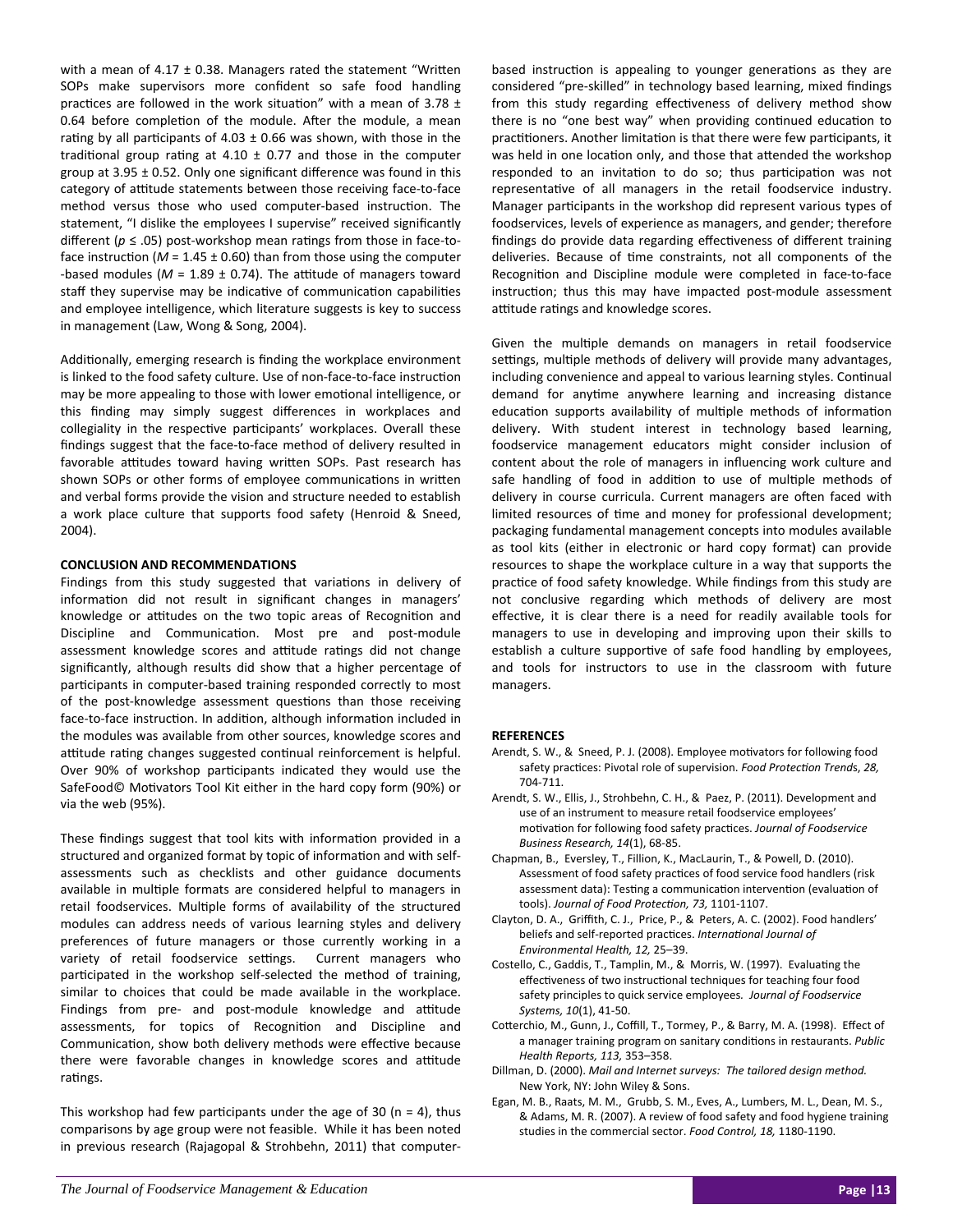with a mean of 4.17 ± 0.38. Managers rated the statement "Written SOPs make supervisors more confident so safe food handling practices are followed in the work situation" with a mean of 3.78 ± 0.64 before completion of the module. After the module, a mean rating by all participants of 4.03 ± 0.66 was shown, with those in the traditional group rating at 4.10 ± 0.77 and those in the computer group at 3.95 ± 0.52. Only one significant difference was found in this category of attitude statements between those receiving face-to-face method versus those who used computer-based instruction. The statement, "I dislike the employees I supervise" received significantly different ($p \leq .05$) post-workshop mean ratings from those in face-to-face instruction ($M$ = 1.45 ± 0.60) than from those using the computer -based modules ($M$ = 1.89 ± 0.74). The attitude of managers toward staff they supervise may be indicative of communication capabilities and employee intelligence, which literature suggests is key to success in management (Law, Wong & Song, 2004).

Additionally, emerging research is finding the workplace environment is linked to the food safety culture. Use of non-face-to-face instruction may be more appealing to those with lower emotional intelligence, or this finding may simply suggest differences in workplaces and collegiality in the respective participants' workplaces. Overall these findings suggest that the face-to-face method of delivery resulted in favorable attitudes toward having written SOPs. Past research has shown SOPs or other forms of employee communications in written and verbal forms provide the vision and structure needed to establish a work place culture that supports food safety (Henroid & Sneed, 2004).

## CONCLUSION AND RECOMMENDATIONS

Findings from this study suggested that variations in delivery of information did not result in significant changes in managers' knowledge or attitudes on the two topic areas of Recognition and Discipline and Communication. Most pre and post-module assessment knowledge scores and attitude ratings did not change significantly, although results did show that a higher percentage of participants in computer-based training responded correctly to most of the post-knowledge assessment questions than those receiving face-to-face instruction. In addition, although information included in the modules was available from other sources, knowledge scores and attitude rating changes suggested continual reinforcement is helpful. Over 90% of workshop participants indicated they would use the SafeFood© Motivators Tool Kit either in the hard copy form (90%) or via the web (95%).

These findings suggest that tool kits with information provided in a structured and organized format by topic of information and with self-assessments such as checklists and other guidance documents available in multiple formats are considered helpful to managers in retail foodservices. Multiple forms of availability of the structured modules can address needs of various learning styles and delivery preferences of future managers or those currently working in a variety of retail foodservice settings. Current managers who participated in the workshop self-selected the method of training, similar to choices that could be made available in the workplace. Findings from pre- and post-module knowledge and attitude assessments, for topics of Recognition and Discipline and Communication, show both delivery methods were effective because there were favorable changes in knowledge scores and attitude ratings.

This workshop had few participants under the age of 30 (n = 4), thus comparisons by age group were not feasible. While it has been noted in previous research (Rajagopal & Strohbehn, 2011) that computer-based instruction is appealing to younger generations as they are considered "pre-skilled" in technology based learning, mixed findings from this study regarding effectiveness of delivery method show there is no "one best way" when providing continued education to practitioners. Another limitation is that there were few participants, it was held in one location only, and those that attended the workshop responded to an invitation to do so; thus participation was not representative of all managers in the retail foodservice industry. Manager participants in the workshop did represent various types of foodservices, levels of experience as managers, and gender; therefore findings do provide data regarding effectiveness of different training deliveries. Because of time constraints, not all components of the Recognition and Discipline module were completed in face-to-face instruction; thus this may have impacted post-module assessment attitude ratings and knowledge scores.

Given the multiple demands on managers in retail foodservice settings, multiple methods of delivery will provide many advantages, including convenience and appeal to various learning styles. Continual demand for anytime anywhere learning and increasing distance education supports availability of multiple methods of information delivery. With student interest in technology based learning, foodservice management educators might consider inclusion of content about the role of managers in influencing work culture and safe handling of food in addition to use of multiple methods of delivery in course curricula. Current managers are often faced with limited resources of time and money for professional development; packaging fundamental management concepts into modules available as tool kits (either in electronic or hard copy format) can provide resources to shape the workplace culture in a way that supports the practice of food safety knowledge. While findings from this study are not conclusive regarding which methods of delivery are most effective, it is clear there is a need for readily available tools for managers to use in developing and improving upon their skills to establish a culture supportive of safe food handling by employees, and tools for instructors to use in the classroom with future managers.

## REFERENCES

Arendt, S. W., & Sneed, P. J. (2008). Employee motivators for following food safety practices: Pivotal role of supervision. *Food Protection Trends, 28,* 704-711.

Arendt, S. W., Ellis, J., Strohbehn, C. H., & Paez, P. (2011). Development and use of an instrument to measure retail foodservice employees' motivation for following food safety practices. *Journal of Foodservice Business Research, 14*(1), 68-85.

Chapman, B., Eversley, T., Fillion, K., MacLaurin, T., & Powell, D. (2010). Assessment of food safety practices of food service food handlers (risk assessment data): Testing a communication intervention (evaluation of tools). *Journal of Food Protection, 73,* 1101-1107.

Clayton, D. A., Griffith, C. J., Price, P., & Peters, A. C. (2002). Food handlers' beliefs and self-reported practices. *International Journal of Environmental Health, 12,* 25–39.

Costello, C., Gaddis, T., Tamplin, M., & Morris, W. (1997). Evaluating the effectiveness of two instructional techniques for teaching four food safety principles to quick service employees. *Journal of Foodservice Systems, 10*(1), 41-50.

Cotterchio, M., Gunn, J., Coffill, T., Tormey, P., & Barry, M. A. (1998). Effect of a manager training program on sanitary conditions in restaurants. *Public Health Reports, 113,* 353–358.

Dillman, D. (2000). *Mail and Internet surveys: The tailored design method.* New York, NY: John Wiley & Sons.

Egan, M. B., Raats, M. M., Grubb, S. M., Eves, A., Lumbers, M. L., Dean, M. S., & Adams, M. R. (2007). A review of food safety and food hygiene training studies in the commercial sector. *Food Control, 18,* 1180-1190.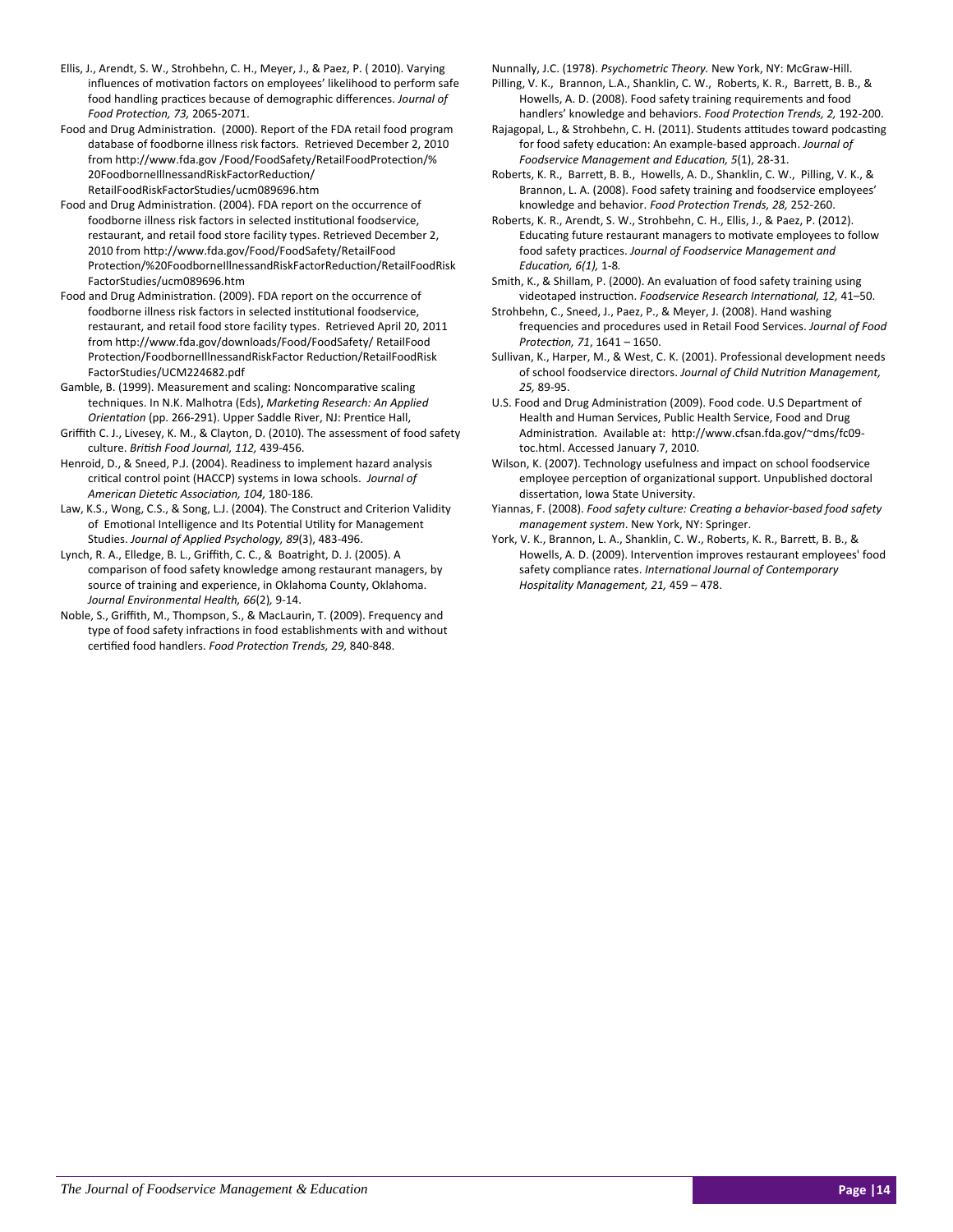Ellis, J., Arendt, S. W., Strohbehn, C. H., Meyer, J., & Paez, P. ( 2010). Varying influences of motivation factors on employees' likelihood to perform safe food handling practices because of demographic differences. *Journal of Food Protection, 73,* 2065-2071.

Food and Drug Administration. (2000). Report of the FDA retail food program database of foodborne illness risk factors. Retrieved December 2, 2010 from http://www.fda.gov /Food/FoodSafety/RetailFoodProtection/%20FoodborneIllnessandRiskFactorReduction/RetailFoodRiskFactorStudies/ucm089696.htm

Food and Drug Administration. (2004). FDA report on the occurrence of foodborne illness risk factors in selected institutional foodservice, restaurant, and retail food store facility types. Retrieved December 2, 2010 from http://www.fda.gov/Food/FoodSafety/RetailFood Protection/%20FoodborneIllnessandRiskFactorReduction/RetailFoodRisk FactorStudies/ucm089696.htm

Food and Drug Administration. (2009). FDA report on the occurrence of foodborne illness risk factors in selected institutional foodservice, restaurant, and retail food store facility types. Retrieved April 20, 2011 from http://www.fda.gov/downloads/Food/FoodSafety/ RetailFood Protection/FoodborneIllnessandRiskFactor Reduction/RetailFoodRisk FactorStudies/UCM224682.pdf

Gamble, B. (1999). Measurement and scaling: Noncomparative scaling techniques. In N.K. Malhotra (Eds), *Marketing Research: An Applied Orientation* (pp. 266-291). Upper Saddle River, NJ: Prentice Hall,

Griffith C. J., Livesey, K. M., & Clayton, D. (2010). The assessment of food safety culture. *British Food Journal, 112,* 439-456.

Henroid, D., & Sneed, P.J. (2004). Readiness to implement hazard analysis critical control point (HACCP) systems in Iowa schools. *Journal of American Dietetic Association, 104,* 180-186.

Law, K.S., Wong, C.S., & Song, L.J. (2004). The Construct and Criterion Validity of Emotional Intelligence and Its Potential Utility for Management Studies. *Journal of Applied Psychology, 89*(3), 483-496.

Lynch, R. A., Elledge, B. L., Griffith, C. C., & Boatright, D. J. (2005). A comparison of food safety knowledge among restaurant managers, by source of training and experience, in Oklahoma County, Oklahoma. *Journal Environmental Health, 66*(2)*,* 9-14.

Noble, S., Griffith, M., Thompson, S., & MacLaurin, T. (2009). Frequency and type of food safety infractions in food establishments with and without certified food handlers. *Food Protection Trends, 29,* 840-848.

Nunnally, J.C. (1978). *Psychometric Theory.* New York, NY: McGraw-Hill.

Pilling, V. K., Brannon, L.A., Shanklin, C. W., Roberts, K. R., Barrett, B. B., & Howells, A. D. (2008). Food safety training requirements and food handlers' knowledge and behaviors. *Food Protection Trends, 2,* 192-200.

Rajagopal, L., & Strohbehn, C. H. (2011). Students attitudes toward podcasting for food safety education: An example-based approach. *Journal of Foodservice Management and Education, 5*(1), 28-31.

Roberts, K. R., Barrett, B. B., Howells, A. D., Shanklin, C. W., Pilling, V. K., & Brannon, L. A. (2008). Food safety training and foodservice employees' knowledge and behavior. *Food Protection Trends, 28,* 252-260.

Roberts, K. R., Arendt, S. W., Strohbehn, C. H., Ellis, J., & Paez, P. (2012). Educating future restaurant managers to motivate employees to follow food safety practices. *Journal of Foodservice Management and Education, 6(1),* 1-8*.*

Smith, K., & Shillam, P. (2000). An evaluation of food safety training using videotaped instruction. *Foodservice Research International, 12,* 41–50.

Strohbehn, C., Sneed, J., Paez, P., & Meyer, J. (2008). Hand washing frequencies and procedures used in Retail Food Services. *Journal of Food Protection, 71*, 1641 – 1650.

Sullivan, K., Harper, M., & West, C. K. (2001). Professional development needs of school foodservice directors. *Journal of Child Nutrition Management, 25,* 89-95.

U.S. Food and Drug Administration (2009). Food code. U.S Department of Health and Human Services, Public Health Service, Food and Drug Administration. Available at: http://www.cfsan.fda.gov/~dms/fc09-toc.html. Accessed January 7, 2010.

Wilson, K. (2007). Technology usefulness and impact on school foodservice employee perception of organizational support. Unpublished doctoral dissertation, Iowa State University.

Yiannas, F. (2008). *Food safety culture: Creating a behavior-based food safety management system*. New York, NY: Springer.

York, V. K., Brannon, L. A., Shanklin, C. W., Roberts, K. R., Barrett, B. B., & Howells, A. D. (2009). Intervention improves restaurant employees' food safety compliance rates. *International Journal of Contemporary Hospitality Management, 21,* 459 – 478.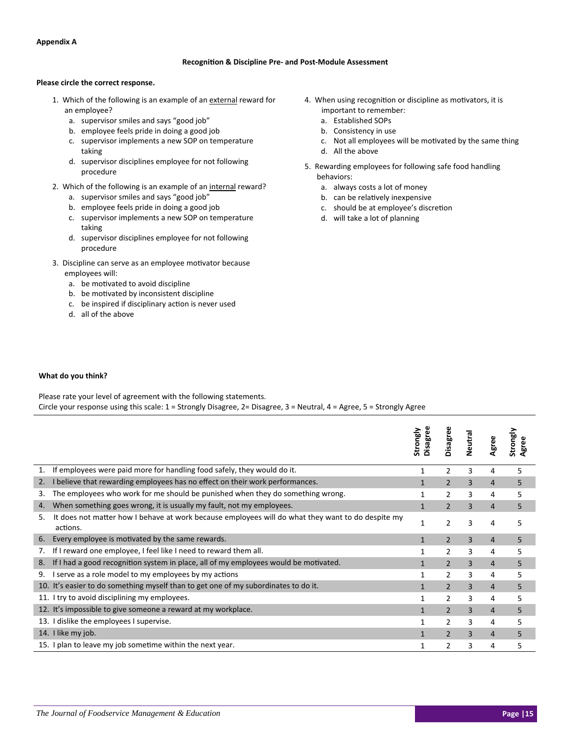**Appendix A**

**Recognition & Discipline Pre- and Post-Module Assessment**

**Please circle the correct response.**

1. Which of the following is an example of an <u>external</u> reward for an employee?
   a. supervisor smiles and says “good job”
   b. employee feels pride in doing a good job
   c. supervisor implements a new SOP on temperature taking
   d. supervisor disciplines employee for not following procedure

2. Which of the following is an example of an <u>internal</u> reward?
   a. supervisor smiles and says “good job”
   b. employee feels pride in doing a good job
   c. supervisor implements a new SOP on temperature taking
   d. supervisor disciplines employee for not following procedure

3. Discipline can serve as an employee motivator because employees will:
   a. be motivated to avoid discipline
   b. be motivated by inconsistent discipline
   c. be inspired if disciplinary action is never used
   d. all of the above

4. When using recognition or discipline as motivators, it is important to remember:
   a. Established SOPs
   b. Consistency in use
   c. Not all employees will be motivated by the same thing
   d. All the above

5. Rewarding employees for following safe food handling behaviors:
   a. always costs a lot of money
   b. can be relatively inexpensive
   c. should be at employee’s discretion
   d. will take a lot of planning

**What do you think?**

Please rate your level of agreement with the following statements.
Circle your response using this scale: 1 = Strongly Disagree, 2= Disagree, 3 = Neutral, 4 = Agree, 5 = Strongly Agree

| | Strongly Disagree | Disagree | Neutral | Agree | Strongly Agree |
|---|---|---|---|---|---|
| 1. If employees were paid more for handling food safely, they would do it. | 1 | 2 | 3 | 4 | 5 |
| 2. I believe that rewarding employees has no effect on their work performances. | 1 | 2 | 3 | 4 | 5 |
| 3. The employees who work for me should be punished when they do something wrong. | 1 | 2 | 3 | 4 | 5 |
| 4. When something goes wrong, it is usually my fault, not my employees. | 1 | 2 | 3 | 4 | 5 |
| 5. It does not matter how I behave at work because employees will do what they want to do despite my actions. | 1 | 2 | 3 | 4 | 5 |
| 6. Every employee is motivated by the same rewards. | 1 | 2 | 3 | 4 | 5 |
| 7. If I reward one employee, I feel like I need to reward them all. | 1 | 2 | 3 | 4 | 5 |
| 8. If I had a good recognition system in place, all of my employees would be motivated. | 1 | 2 | 3 | 4 | 5 |
| 9. I serve as a role model to my employees by my actions | 1 | 2 | 3 | 4 | 5 |
| 10. It’s easier to do something myself than to get one of my subordinates to do it. | 1 | 2 | 3 | 4 | 5 |
| 11. I try to avoid disciplining my employees. | 1 | 2 | 3 | 4 | 5 |
| 12. It’s impossible to give someone a reward at my workplace. | 1 | 2 | 3 | 4 | 5 |
| 13. I dislike the employees I supervise. | 1 | 2 | 3 | 4 | 5 |
| 14. I like my job. | 1 | 2 | 3 | 4 | 5 |
| 15. I plan to leave my job sometime within the next year. | 1 | 2 | 3 | 4 | 5 |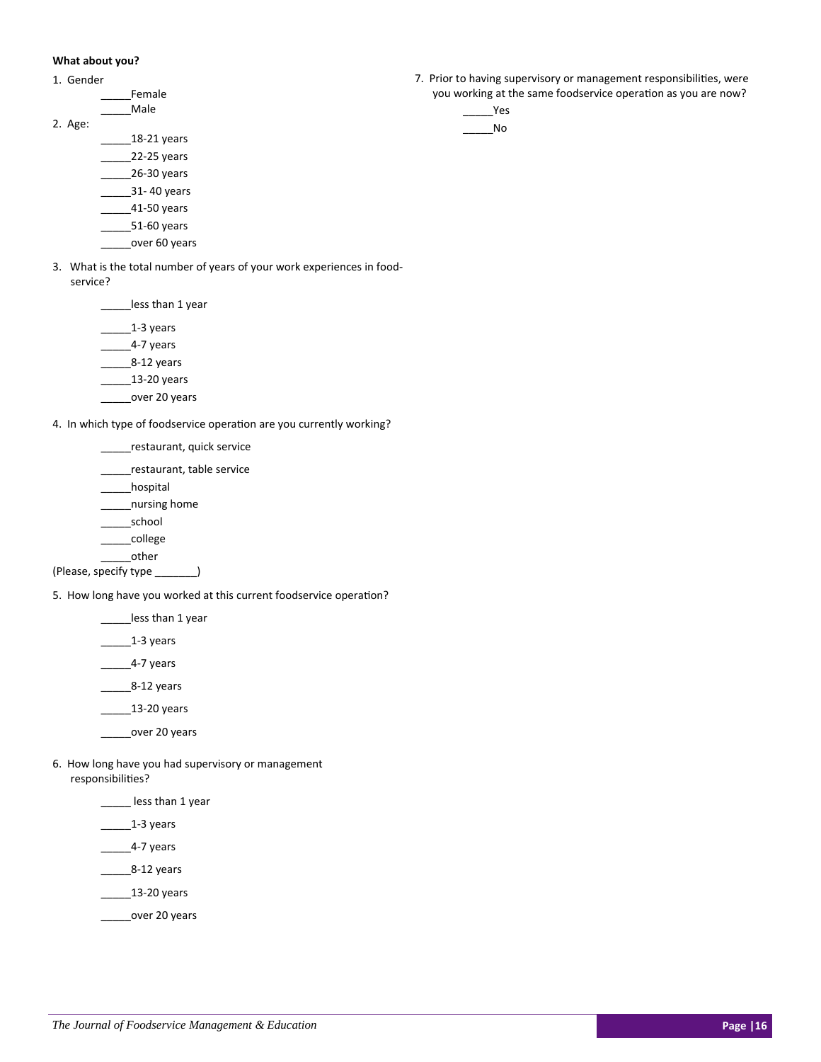**What about you?**

1. Gender

   _____Female

   _____Male

2. Age:

   _____18-21 years

   _____22-25 years

   _____26-30 years

   _____31- 40 years

   _____41-50 years

   _____51-60 years

   _____over 60 years

3. What is the total number of years of your work experiences in food-service?

   _____less than 1 year

   _____1-3 years

   _____4-7 years

   _____8-12 years

   _____13-20 years

   _____over 20 years

4. In which type of foodservice operation are you currently working?

   _____restaurant, quick service

   _____restaurant, table service

   _____hospital

   _____nursing home

   _____school

   _____college

   _____other

   (Please, specify type _______)

5. How long have you worked at this current foodservice operation?

   _____less than 1 year

   _____1-3 years

   _____4-7 years

   _____8-12 years

   _____13-20 years

   _____over 20 years

6. How long have you had supervisory or management responsibilities?

   _____ less than 1 year

   _____1-3 years

   _____4-7 years

   _____8-12 years

   _____13-20 years

   _____over 20 years

7. Prior to having supervisory or management responsibilities, were you working at the same foodservice operation as you are now?

   _____Yes

   _____No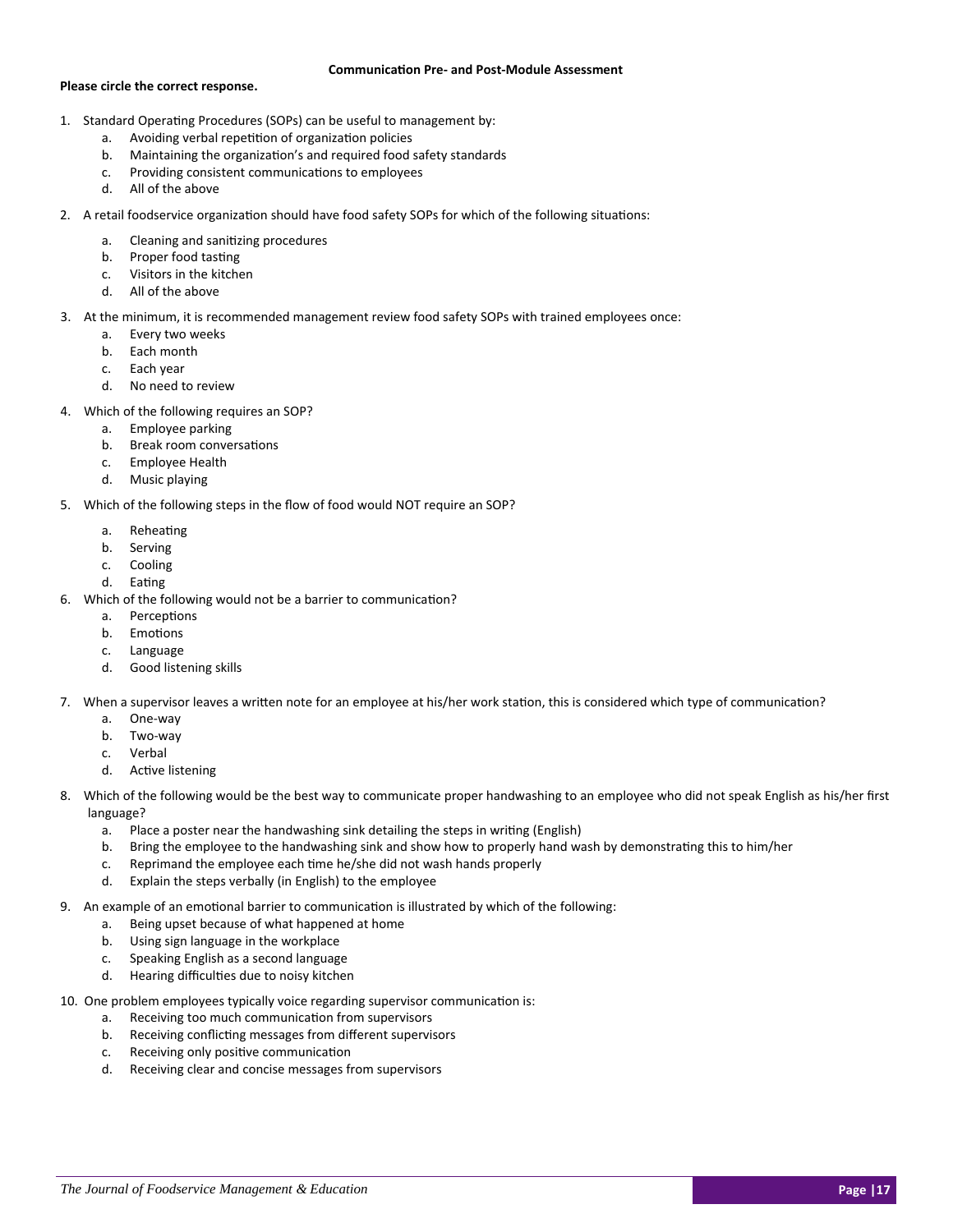**Communication Pre- and Post-Module Assessment**

**Please circle the correct response.**

1. Standard Operating Procedures (SOPs) can be useful to management by:
   a. Avoiding verbal repetition of organization policies
   b. Maintaining the organization's and required food safety standards
   c. Providing consistent communications to employees
   d. All of the above

2. A retail foodservice organization should have food safety SOPs for which of the following situations:
   a. Cleaning and sanitizing procedures
   b. Proper food tasting
   c. Visitors in the kitchen
   d. All of the above

3. At the minimum, it is recommended management review food safety SOPs with trained employees once:
   a. Every two weeks
   b. Each month
   c. Each year
   d. No need to review

4. Which of the following requires an SOP?
   a. Employee parking
   b. Break room conversations
   c. Employee Health
   d. Music playing

5. Which of the following steps in the flow of food would NOT require an SOP?
   a. Reheating
   b. Serving
   c. Cooling
   d. Eating

6. Which of the following would not be a barrier to communication?
   a. Perceptions
   b. Emotions
   c. Language
   d. Good listening skills

7. When a supervisor leaves a written note for an employee at his/her work station, this is considered which type of communication?
   a. One-way
   b. Two-way
   c. Verbal
   d. Active listening

8. Which of the following would be the best way to communicate proper handwashing to an employee who did not speak English as his/her first language?
   a. Place a poster near the handwashing sink detailing the steps in writing (English)
   b. Bring the employee to the handwashing sink and show how to properly hand wash by demonstrating this to him/her
   c. Reprimand the employee each time he/she did not wash hands properly
   d. Explain the steps verbally (in English) to the employee

9. An example of an emotional barrier to communication is illustrated by which of the following:
   a. Being upset because of what happened at home
   b. Using sign language in the workplace
   c. Speaking English as a second language
   d. Hearing difficulties due to noisy kitchen

10. One problem employees typically voice regarding supervisor communication is:
    a. Receiving too much communication from supervisors
    b. Receiving conflicting messages from different supervisors
    c. Receiving only positive communication
    d. Receiving clear and concise messages from supervisors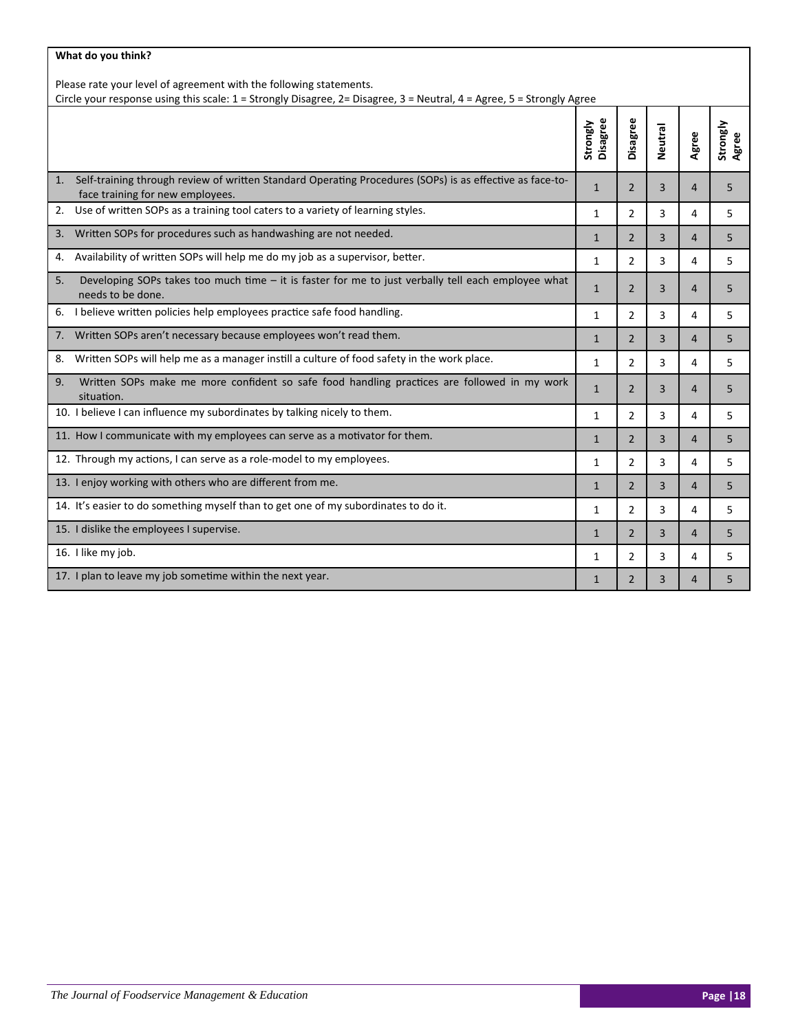**What do you think?**

Please rate your level of agreement with the following statements.
Circle your response using this scale: 1 = Strongly Disagree, 2= Disagree, 3 = Neutral, 4 = Agree, 5 = Strongly Agree

| | Strongly Disagree | Disagree | Neutral | Agree | Strongly Agree |
|---|---|---|---|---|---|
| 1. Self-training through review of written Standard Operating Procedures (SOPs) is as effective as face-to-face training for new employees. | 1 | 2 | 3 | 4 | 5 |
| 2. Use of written SOPs as a training tool caters to a variety of learning styles. | 1 | 2 | 3 | 4 | 5 |
| 3. Written SOPs for procedures such as handwashing are not needed. | 1 | 2 | 3 | 4 | 5 |
| 4. Availability of written SOPs will help me do my job as a supervisor, better. | 1 | 2 | 3 | 4 | 5 |
| 5. Developing SOPs takes too much time – it is faster for me to just verbally tell each employee what needs to be done. | 1 | 2 | 3 | 4 | 5 |
| 6. I believe written policies help employees practice safe food handling. | 1 | 2 | 3 | 4 | 5 |
| 7. Written SOPs aren't necessary because employees won't read them. | 1 | 2 | 3 | 4 | 5 |
| 8. Written SOPs will help me as a manager instill a culture of food safety in the work place. | 1 | 2 | 3 | 4 | 5 |
| 9. Written SOPs make me more confident so safe food handling practices are followed in my work situation. | 1 | 2 | 3 | 4 | 5 |
| 10. I believe I can influence my subordinates by talking nicely to them. | 1 | 2 | 3 | 4 | 5 |
| 11. How I communicate with my employees can serve as a motivator for them. | 1 | 2 | 3 | 4 | 5 |
| 12. Through my actions, I can serve as a role-model to my employees. | 1 | 2 | 3 | 4 | 5 |
| 13. I enjoy working with others who are different from me. | 1 | 2 | 3 | 4 | 5 |
| 14. It's easier to do something myself than to get one of my subordinates to do it. | 1 | 2 | 3 | 4 | 5 |
| 15. I dislike the employees I supervise. | 1 | 2 | 3 | 4 | 5 |
| 16. I like my job. | 1 | 2 | 3 | 4 | 5 |
| 17. I plan to leave my job sometime within the next year. | 1 | 2 | 3 | 4 | 5 |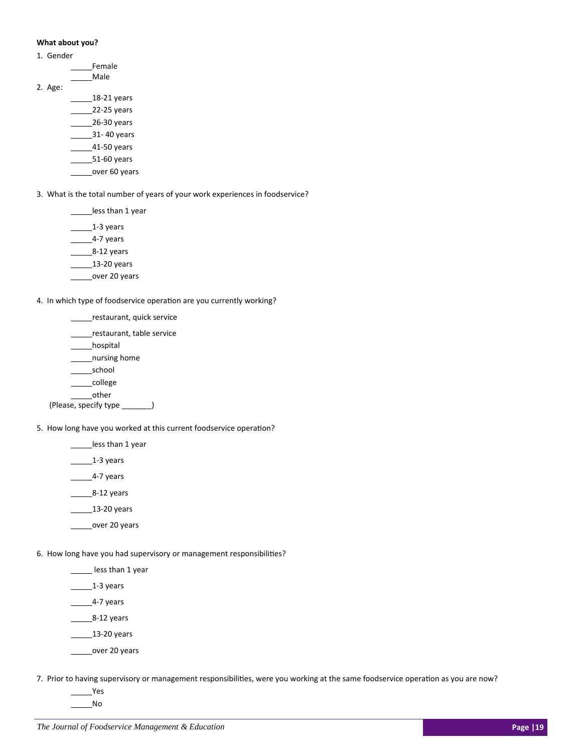**What about you?**

1. Gender

    _____Female

    _____Male

2. Age:

    _____18-21 years

    _____22-25 years

    _____26-30 years

    _____31- 40 years

    _____41-50 years

    _____51-60 years

    _____over 60 years

3. What is the total number of years of your work experiences in foodservice?

    _____less than 1 year

    _____1-3 years

    _____4-7 years

    _____8-12 years

    _____13-20 years

    _____over 20 years

4. In which type of foodservice operation are you currently working?

    _____restaurant, quick service

    _____restaurant, table service

    _____hospital

    _____nursing home

    _____school

    _____college

    _____other

    (Please, specify type _______)

5. How long have you worked at this current foodservice operation?

    _____less than 1 year

    _____1-3 years

    _____4-7 years

    _____8-12 years

    _____13-20 years

    _____over 20 years

6. How long have you had supervisory or management responsibilities?

    _____ less than 1 year

    _____1-3 years

    _____4-7 years

    _____8-12 years

    _____13-20 years

    _____over 20 years

7. Prior to having supervisory or management responsibilities, were you working at the same foodservice operation as you are now?

    _____Yes

    _____No